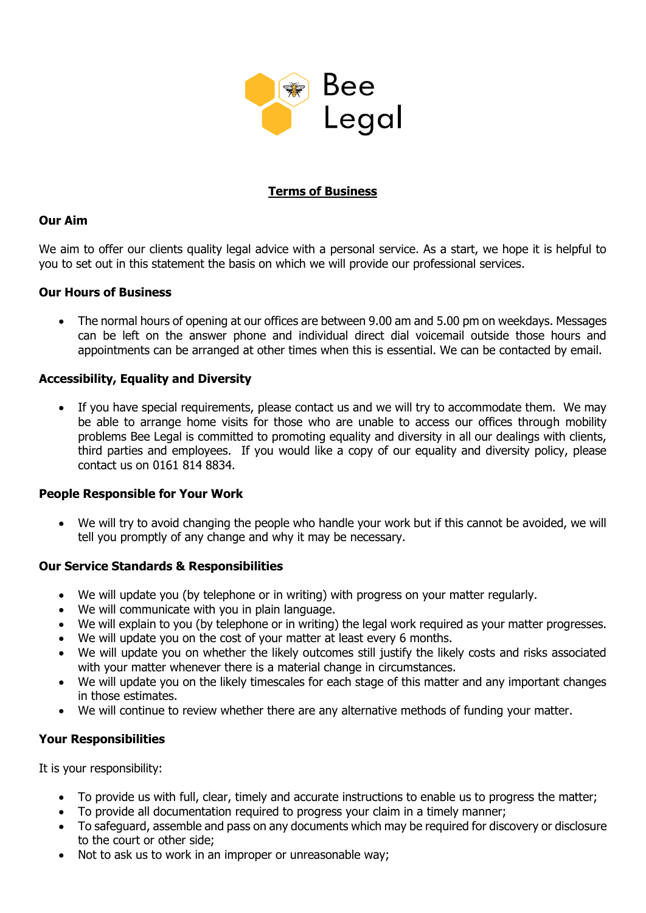Bee Legal

# Terms of Business

### Our Aim

We aim to offer our clients quality legal advice with a personal service. As a start, we hope it is helpful to you to set out in this statement the basis on which we will provide our professional services.

### Our Hours of Business

- The normal hours of opening at our offices are between 9.00 am and 5.00 pm on weekdays. Messages can be left on the answer phone and individual direct dial voicemail outside those hours and appointments can be arranged at other times when this is essential. We can be contacted by email.

### Accessibility, Equality and Diversity

- If you have special requirements, please contact us and we will try to accommodate them. We may be able to arrange home visits for those who are unable to access our offices through mobility problems Bee Legal is committed to promoting equality and diversity in all our dealings with clients, third parties and employees. If you would like a copy of our equality and diversity policy, please contact us on 0161 814 8834.

### People Responsible for Your Work

- We will try to avoid changing the people who handle your work but if this cannot be avoided, we will tell you promptly of any change and why it may be necessary.

### Our Service Standards & Responsibilities

- We will update you (by telephone or in writing) with progress on your matter regularly.
- We will communicate with you in plain language.
- We will explain to you (by telephone or in writing) the legal work required as your matter progresses.
- We will update you on the cost of your matter at least every 6 months.
- We will update you on whether the likely outcomes still justify the likely costs and risks associated with your matter whenever there is a material change in circumstances.
- We will update you on the likely timescales for each stage of this matter and any important changes in those estimates.
- We will continue to review whether there are any alternative methods of funding your matter.

### Your Responsibilities

It is your responsibility:

- To provide us with full, clear, timely and accurate instructions to enable us to progress the matter;
- To provide all documentation required to progress your claim in a timely manner;
- To safeguard, assemble and pass on any documents which may be required for discovery or disclosure to the court or other side;
- Not to ask us to work in an improper or unreasonable way;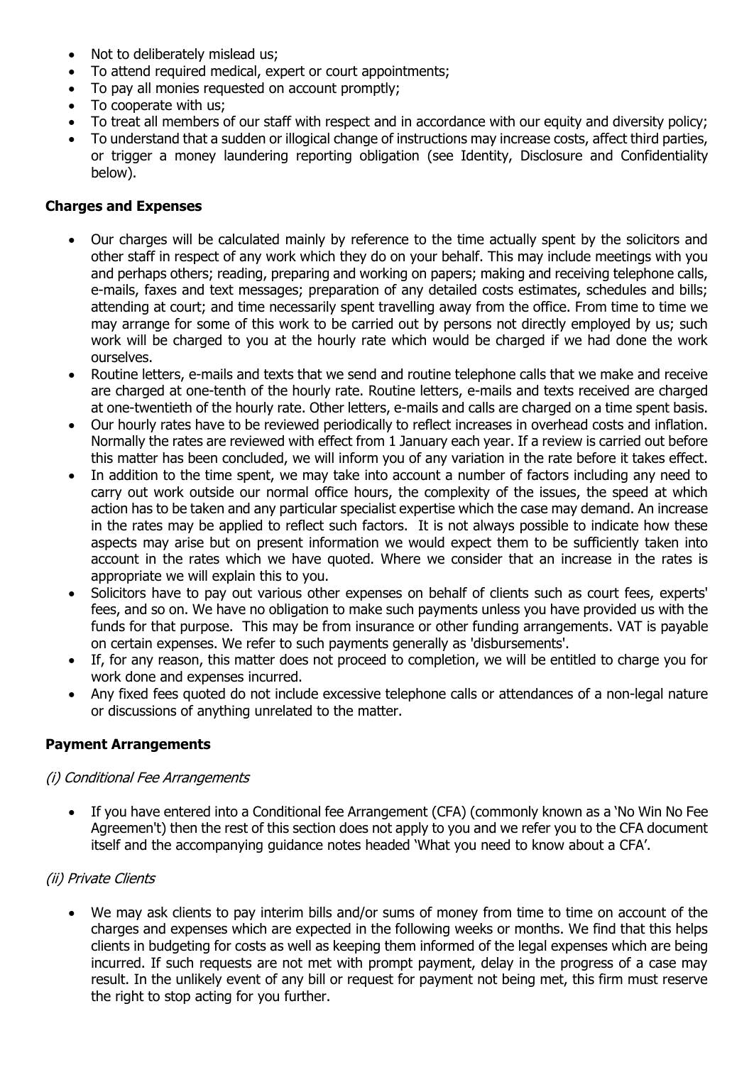- Not to deliberately mislead us;
- To attend required medical, expert or court appointments;
- To pay all monies requested on account promptly;
- To cooperate with us;
- To treat all members of our staff with respect and in accordance with our equity and diversity policy;
- To understand that a sudden or illogical change of instructions may increase costs, affect third parties, or trigger a money laundering reporting obligation (see Identity, Disclosure and Confidentiality below).

**Charges and Expenses**

- Our charges will be calculated mainly by reference to the time actually spent by the solicitors and other staff in respect of any work which they do on your behalf. This may include meetings with you and perhaps others; reading, preparing and working on papers; making and receiving telephone calls, e-mails, faxes and text messages; preparation of any detailed costs estimates, schedules and bills; attending at court; and time necessarily spent travelling away from the office. From time to time we may arrange for some of this work to be carried out by persons not directly employed by us; such work will be charged to you at the hourly rate which would be charged if we had done the work ourselves.
- Routine letters, e-mails and texts that we send and routine telephone calls that we make and receive are charged at one-tenth of the hourly rate. Routine letters, e-mails and texts received are charged at one-twentieth of the hourly rate. Other letters, e-mails and calls are charged on a time spent basis.
- Our hourly rates have to be reviewed periodically to reflect increases in overhead costs and inflation. Normally the rates are reviewed with effect from 1 January each year. If a review is carried out before this matter has been concluded, we will inform you of any variation in the rate before it takes effect.
- In addition to the time spent, we may take into account a number of factors including any need to carry out work outside our normal office hours, the complexity of the issues, the speed at which action has to be taken and any particular specialist expertise which the case may demand. An increase in the rates may be applied to reflect such factors. It is not always possible to indicate how these aspects may arise but on present information we would expect them to be sufficiently taken into account in the rates which we have quoted. Where we consider that an increase in the rates is appropriate we will explain this to you.
- Solicitors have to pay out various other expenses on behalf of clients such as court fees, experts' fees, and so on. We have no obligation to make such payments unless you have provided us with the funds for that purpose. This may be from insurance or other funding arrangements. VAT is payable on certain expenses. We refer to such payments generally as 'disbursements'.
- If, for any reason, this matter does not proceed to completion, we will be entitled to charge you for work done and expenses incurred.
- Any fixed fees quoted do not include excessive telephone calls or attendances of a non-legal nature or discussions of anything unrelated to the matter.

**Payment Arrangements**

*(i) Conditional Fee Arrangements*

- If you have entered into a Conditional fee Arrangement (CFA) (commonly known as a 'No Win No Fee Agreemen't) then the rest of this section does not apply to you and we refer you to the CFA document itself and the accompanying guidance notes headed 'What you need to know about a CFA'.

*(ii) Private Clients*

- We may ask clients to pay interim bills and/or sums of money from time to time on account of the charges and expenses which are expected in the following weeks or months. We find that this helps clients in budgeting for costs as well as keeping them informed of the legal expenses which are being incurred. If such requests are not met with prompt payment, delay in the progress of a case may result. In the unlikely event of any bill or request for payment not being met, this firm must reserve the right to stop acting for you further.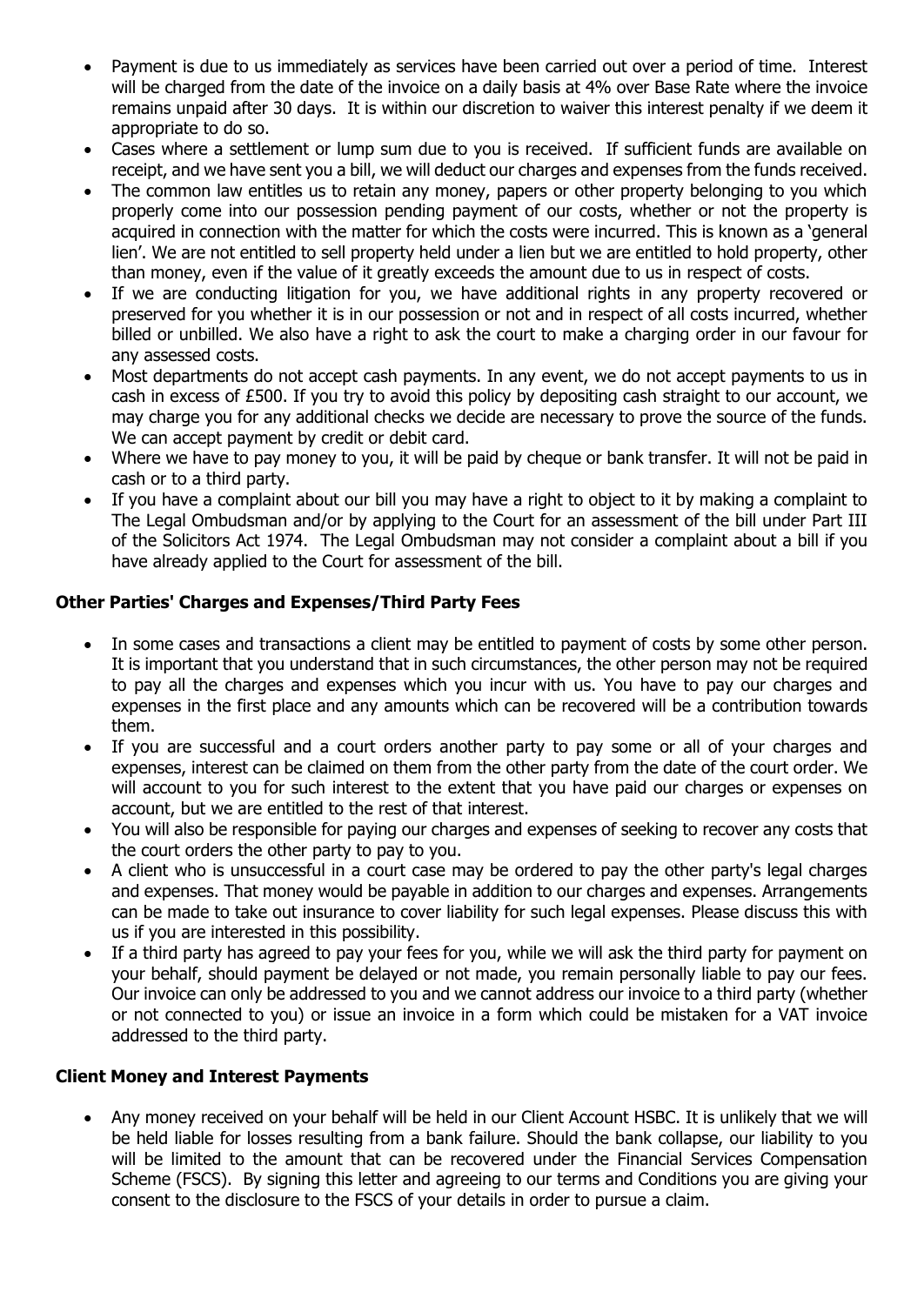- Payment is due to us immediately as services have been carried out over a period of time. Interest will be charged from the date of the invoice on a daily basis at 4% over Base Rate where the invoice remains unpaid after 30 days. It is within our discretion to waiver this interest penalty if we deem it appropriate to do so.
- Cases where a settlement or lump sum due to you is received. If sufficient funds are available on receipt, and we have sent you a bill, we will deduct our charges and expenses from the funds received.
- The common law entitles us to retain any money, papers or other property belonging to you which properly come into our possession pending payment of our costs, whether or not the property is acquired in connection with the matter for which the costs were incurred. This is known as a 'general lien'. We are not entitled to sell property held under a lien but we are entitled to hold property, other than money, even if the value of it greatly exceeds the amount due to us in respect of costs.
- If we are conducting litigation for you, we have additional rights in any property recovered or preserved for you whether it is in our possession or not and in respect of all costs incurred, whether billed or unbilled. We also have a right to ask the court to make a charging order in our favour for any assessed costs.
- Most departments do not accept cash payments. In any event, we do not accept payments to us in cash in excess of £500. If you try to avoid this policy by depositing cash straight to our account, we may charge you for any additional checks we decide are necessary to prove the source of the funds. We can accept payment by credit or debit card.
- Where we have to pay money to you, it will be paid by cheque or bank transfer. It will not be paid in cash or to a third party.
- If you have a complaint about our bill you may have a right to object to it by making a complaint to The Legal Ombudsman and/or by applying to the Court for an assessment of the bill under Part III of the Solicitors Act 1974. The Legal Ombudsman may not consider a complaint about a bill if you have already applied to the Court for assessment of the bill.

**Other Parties' Charges and Expenses/Third Party Fees**

- In some cases and transactions a client may be entitled to payment of costs by some other person. It is important that you understand that in such circumstances, the other person may not be required to pay all the charges and expenses which you incur with us. You have to pay our charges and expenses in the first place and any amounts which can be recovered will be a contribution towards them.
- If you are successful and a court orders another party to pay some or all of your charges and expenses, interest can be claimed on them from the other party from the date of the court order. We will account to you for such interest to the extent that you have paid our charges or expenses on account, but we are entitled to the rest of that interest.
- You will also be responsible for paying our charges and expenses of seeking to recover any costs that the court orders the other party to pay to you.
- A client who is unsuccessful in a court case may be ordered to pay the other party's legal charges and expenses. That money would be payable in addition to our charges and expenses. Arrangements can be made to take out insurance to cover liability for such legal expenses. Please discuss this with us if you are interested in this possibility.
- If a third party has agreed to pay your fees for you, while we will ask the third party for payment on your behalf, should payment be delayed or not made, you remain personally liable to pay our fees. Our invoice can only be addressed to you and we cannot address our invoice to a third party (whether or not connected to you) or issue an invoice in a form which could be mistaken for a VAT invoice addressed to the third party.

**Client Money and Interest Payments**

- Any money received on your behalf will be held in our Client Account HSBC. It is unlikely that we will be held liable for losses resulting from a bank failure. Should the bank collapse, our liability to you will be limited to the amount that can be recovered under the Financial Services Compensation Scheme (FSCS). By signing this letter and agreeing to our terms and Conditions you are giving your consent to the disclosure to the FSCS of your details in order to pursue a claim.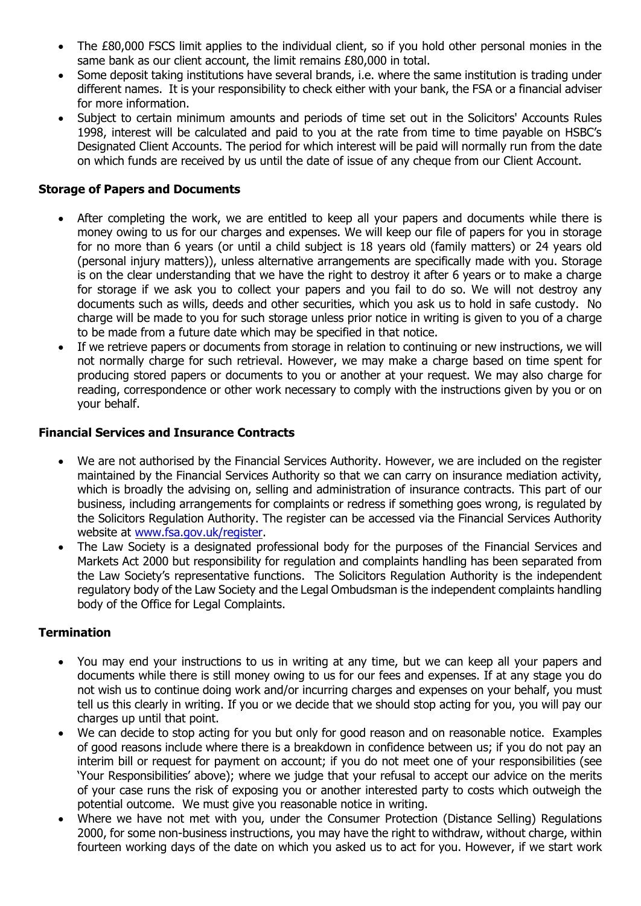- The £80,000 FSCS limit applies to the individual client, so if you hold other personal monies in the same bank as our client account, the limit remains £80,000 in total.
- Some deposit taking institutions have several brands, i.e. where the same institution is trading under different names. It is your responsibility to check either with your bank, the FSA or a financial adviser for more information.
- Subject to certain minimum amounts and periods of time set out in the Solicitors' Accounts Rules 1998, interest will be calculated and paid to you at the rate from time to time payable on HSBC's Designated Client Accounts. The period for which interest will be paid will normally run from the date on which funds are received by us until the date of issue of any cheque from our Client Account.

**Storage of Papers and Documents**

- After completing the work, we are entitled to keep all your papers and documents while there is money owing to us for our charges and expenses. We will keep our file of papers for you in storage for no more than 6 years (or until a child subject is 18 years old (family matters) or 24 years old (personal injury matters)), unless alternative arrangements are specifically made with you. Storage is on the clear understanding that we have the right to destroy it after 6 years or to make a charge for storage if we ask you to collect your papers and you fail to do so. We will not destroy any documents such as wills, deeds and other securities, which you ask us to hold in safe custody. No charge will be made to you for such storage unless prior notice in writing is given to you of a charge to be made from a future date which may be specified in that notice.
- If we retrieve papers or documents from storage in relation to continuing or new instructions, we will not normally charge for such retrieval. However, we may make a charge based on time spent for producing stored papers or documents to you or another at your request. We may also charge for reading, correspondence or other work necessary to comply with the instructions given by you or on your behalf.

**Financial Services and Insurance Contracts**

- We are not authorised by the Financial Services Authority. However, we are included on the register maintained by the Financial Services Authority so that we can carry on insurance mediation activity, which is broadly the advising on, selling and administration of insurance contracts. This part of our business, including arrangements for complaints or redress if something goes wrong, is regulated by the Solicitors Regulation Authority. The register can be accessed via the Financial Services Authority website at [www.fsa.gov.uk/register](http://www.fsa.gov.uk/register).
- The Law Society is a designated professional body for the purposes of the Financial Services and Markets Act 2000 but responsibility for regulation and complaints handling has been separated from the Law Society's representative functions. The Solicitors Regulation Authority is the independent regulatory body of the Law Society and the Legal Ombudsman is the independent complaints handling body of the Office for Legal Complaints.

**Termination**

- You may end your instructions to us in writing at any time, but we can keep all your papers and documents while there is still money owing to us for our fees and expenses. If at any stage you do not wish us to continue doing work and/or incurring charges and expenses on your behalf, you must tell us this clearly in writing. If you or we decide that we should stop acting for you, you will pay our charges up until that point.
- We can decide to stop acting for you but only for good reason and on reasonable notice. Examples of good reasons include where there is a breakdown in confidence between us; if you do not pay an interim bill or request for payment on account; if you do not meet one of your responsibilities (see 'Your Responsibilities' above); where we judge that your refusal to accept our advice on the merits of your case runs the risk of exposing you or another interested party to costs which outweigh the potential outcome. We must give you reasonable notice in writing.
- Where we have not met with you, under the Consumer Protection (Distance Selling) Regulations 2000, for some non-business instructions, you may have the right to withdraw, without charge, within fourteen working days of the date on which you asked us to act for you. However, if we start work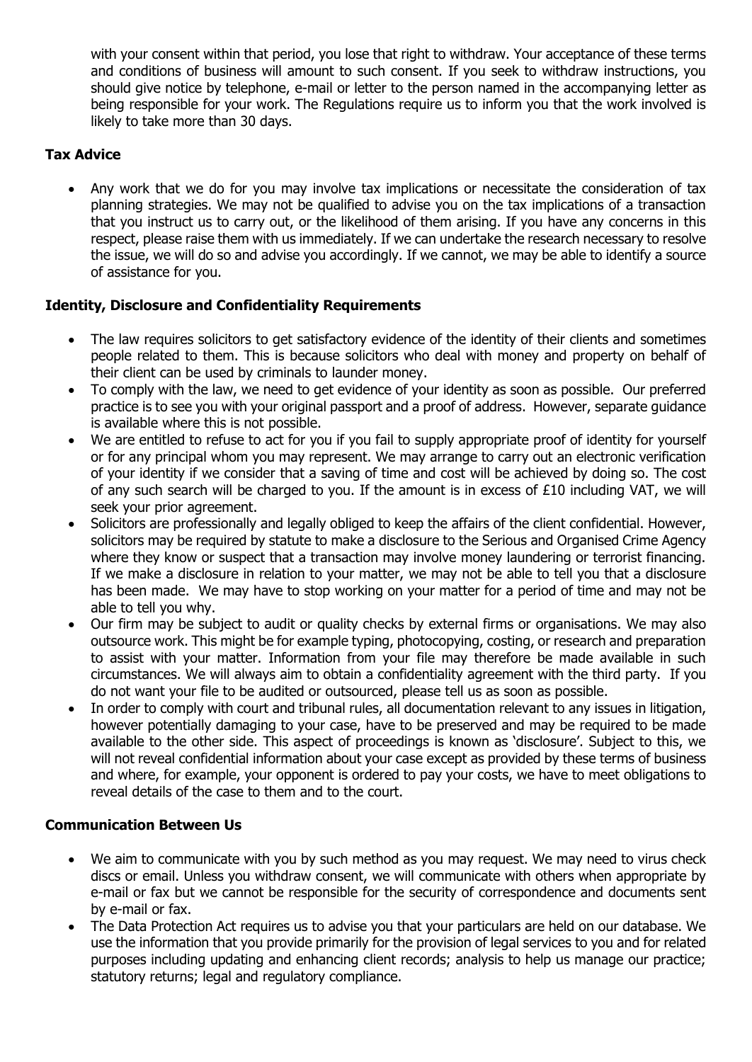with your consent within that period, you lose that right to withdraw. Your acceptance of these terms and conditions of business will amount to such consent. If you seek to withdraw instructions, you should give notice by telephone, e-mail or letter to the person named in the accompanying letter as being responsible for your work. The Regulations require us to inform you that the work involved is likely to take more than 30 days.

**Tax Advice**

- Any work that we do for you may involve tax implications or necessitate the consideration of tax planning strategies. We may not be qualified to advise you on the tax implications of a transaction that you instruct us to carry out, or the likelihood of them arising. If you have any concerns in this respect, please raise them with us immediately. If we can undertake the research necessary to resolve the issue, we will do so and advise you accordingly. If we cannot, we may be able to identify a source of assistance for you.

**Identity, Disclosure and Confidentiality Requirements**

- The law requires solicitors to get satisfactory evidence of the identity of their clients and sometimes people related to them. This is because solicitors who deal with money and property on behalf of their client can be used by criminals to launder money.
- To comply with the law, we need to get evidence of your identity as soon as possible. Our preferred practice is to see you with your original passport and a proof of address. However, separate guidance is available where this is not possible.
- We are entitled to refuse to act for you if you fail to supply appropriate proof of identity for yourself or for any principal whom you may represent. We may arrange to carry out an electronic verification of your identity if we consider that a saving of time and cost will be achieved by doing so. The cost of any such search will be charged to you. If the amount is in excess of £10 including VAT, we will seek your prior agreement.
- Solicitors are professionally and legally obliged to keep the affairs of the client confidential. However, solicitors may be required by statute to make a disclosure to the Serious and Organised Crime Agency where they know or suspect that a transaction may involve money laundering or terrorist financing. If we make a disclosure in relation to your matter, we may not be able to tell you that a disclosure has been made. We may have to stop working on your matter for a period of time and may not be able to tell you why.
- Our firm may be subject to audit or quality checks by external firms or organisations. We may also outsource work. This might be for example typing, photocopying, costing, or research and preparation to assist with your matter. Information from your file may therefore be made available in such circumstances. We will always aim to obtain a confidentiality agreement with the third party. If you do not want your file to be audited or outsourced, please tell us as soon as possible.
- In order to comply with court and tribunal rules, all documentation relevant to any issues in litigation, however potentially damaging to your case, have to be preserved and may be required to be made available to the other side. This aspect of proceedings is known as 'disclosure'. Subject to this, we will not reveal confidential information about your case except as provided by these terms of business and where, for example, your opponent is ordered to pay your costs, we have to meet obligations to reveal details of the case to them and to the court.

**Communication Between Us**

- We aim to communicate with you by such method as you may request. We may need to virus check discs or email. Unless you withdraw consent, we will communicate with others when appropriate by e-mail or fax but we cannot be responsible for the security of correspondence and documents sent by e-mail or fax.
- The Data Protection Act requires us to advise you that your particulars are held on our database. We use the information that you provide primarily for the provision of legal services to you and for related purposes including updating and enhancing client records; analysis to help us manage our practice; statutory returns; legal and regulatory compliance.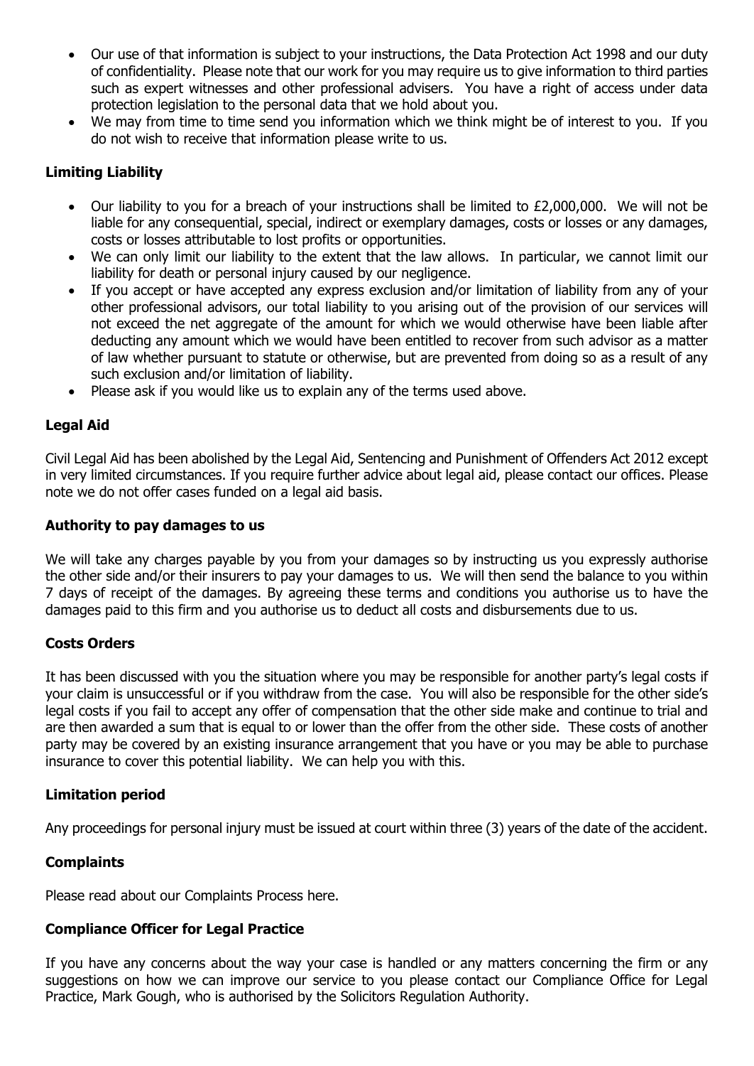- Our use of that information is subject to your instructions, the Data Protection Act 1998 and our duty of confidentiality. Please note that our work for you may require us to give information to third parties such as expert witnesses and other professional advisers. You have a right of access under data protection legislation to the personal data that we hold about you.
- We may from time to time send you information which we think might be of interest to you. If you do not wish to receive that information please write to us.

### Limiting Liability

- Our liability to you for a breach of your instructions shall be limited to £2,000,000. We will not be liable for any consequential, special, indirect or exemplary damages, costs or losses or any damages, costs or losses attributable to lost profits or opportunities.
- We can only limit our liability to the extent that the law allows. In particular, we cannot limit our liability for death or personal injury caused by our negligence.
- If you accept or have accepted any express exclusion and/or limitation of liability from any of your other professional advisors, our total liability to you arising out of the provision of our services will not exceed the net aggregate of the amount for which we would otherwise have been liable after deducting any amount which we would have been entitled to recover from such advisor as a matter of law whether pursuant to statute or otherwise, but are prevented from doing so as a result of any such exclusion and/or limitation of liability.
- Please ask if you would like us to explain any of the terms used above.

### Legal Aid

Civil Legal Aid has been abolished by the Legal Aid, Sentencing and Punishment of Offenders Act 2012 except in very limited circumstances. If you require further advice about legal aid, please contact our offices. Please note we do not offer cases funded on a legal aid basis.

### Authority to pay damages to us

We will take any charges payable by you from your damages so by instructing us you expressly authorise the other side and/or their insurers to pay your damages to us. We will then send the balance to you within 7 days of receipt of the damages. By agreeing these terms and conditions you authorise us to have the damages paid to this firm and you authorise us to deduct all costs and disbursements due to us.

### Costs Orders

It has been discussed with you the situation where you may be responsible for another party's legal costs if your claim is unsuccessful or if you withdraw from the case. You will also be responsible for the other side's legal costs if you fail to accept any offer of compensation that the other side make and continue to trial and are then awarded a sum that is equal to or lower than the offer from the other side. These costs of another party may be covered by an existing insurance arrangement that you have or you may be able to purchase insurance to cover this potential liability. We can help you with this.

### Limitation period

Any proceedings for personal injury must be issued at court within three (3) years of the date of the accident.

### Complaints

Please read about our Complaints Process here.

### Compliance Officer for Legal Practice

If you have any concerns about the way your case is handled or any matters concerning the firm or any suggestions on how we can improve our service to you please contact our Compliance Office for Legal Practice, Mark Gough, who is authorised by the Solicitors Regulation Authority.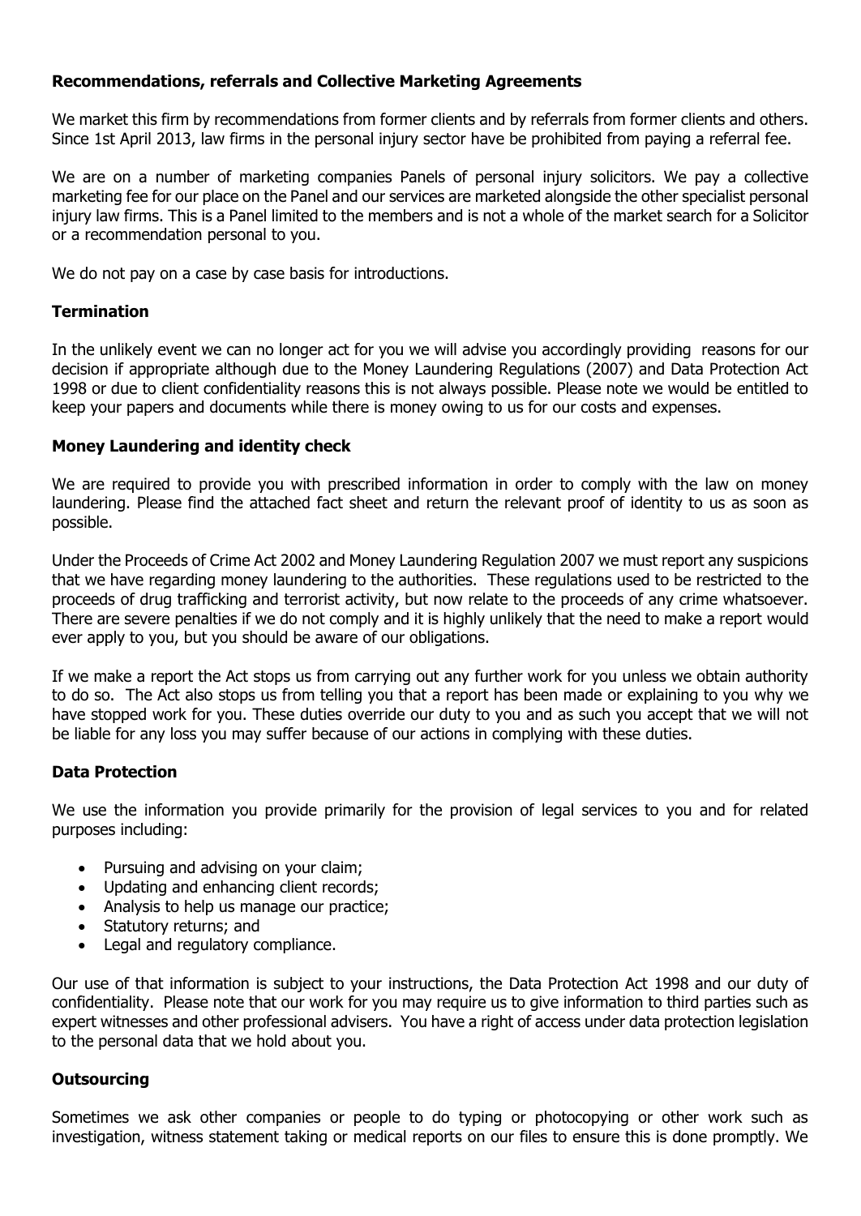**Recommendations, referrals and Collective Marketing Agreements**

We market this firm by recommendations from former clients and by referrals from former clients and others. Since 1st April 2013, law firms in the personal injury sector have be prohibited from paying a referral fee.

We are on a number of marketing companies Panels of personal injury solicitors. We pay a collective marketing fee for our place on the Panel and our services are marketed alongside the other specialist personal injury law firms. This is a Panel limited to the members and is not a whole of the market search for a Solicitor or a recommendation personal to you.

We do not pay on a case by case basis for introductions.

**Termination**

In the unlikely event we can no longer act for you we will advise you accordingly providing reasons for our decision if appropriate although due to the Money Laundering Regulations (2007) and Data Protection Act 1998 or due to client confidentiality reasons this is not always possible. Please note we would be entitled to keep your papers and documents while there is money owing to us for our costs and expenses.

**Money Laundering and identity check**

We are required to provide you with prescribed information in order to comply with the law on money laundering. Please find the attached fact sheet and return the relevant proof of identity to us as soon as possible.

Under the Proceeds of Crime Act 2002 and Money Laundering Regulation 2007 we must report any suspicions that we have regarding money laundering to the authorities. These regulations used to be restricted to the proceeds of drug trafficking and terrorist activity, but now relate to the proceeds of any crime whatsoever. There are severe penalties if we do not comply and it is highly unlikely that the need to make a report would ever apply to you, but you should be aware of our obligations.

If we make a report the Act stops us from carrying out any further work for you unless we obtain authority to do so. The Act also stops us from telling you that a report has been made or explaining to you why we have stopped work for you. These duties override our duty to you and as such you accept that we will not be liable for any loss you may suffer because of our actions in complying with these duties.

**Data Protection**

We use the information you provide primarily for the provision of legal services to you and for related purposes including:

- Pursuing and advising on your claim;
- Updating and enhancing client records;
- Analysis to help us manage our practice;
- Statutory returns; and
- Legal and regulatory compliance.

Our use of that information is subject to your instructions, the Data Protection Act 1998 and our duty of confidentiality. Please note that our work for you may require us to give information to third parties such as expert witnesses and other professional advisers. You have a right of access under data protection legislation to the personal data that we hold about you.

**Outsourcing**

Sometimes we ask other companies or people to do typing or photocopying or other work such as investigation, witness statement taking or medical reports on our files to ensure this is done promptly. We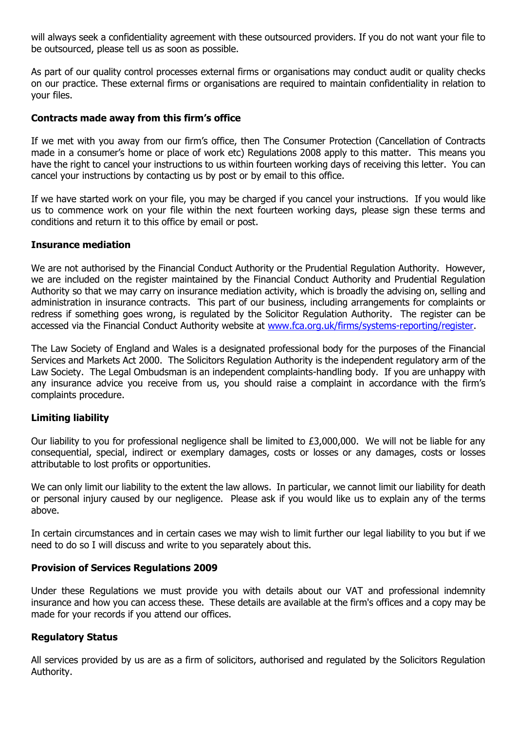will always seek a confidentiality agreement with these outsourced providers. If you do not want your file to be outsourced, please tell us as soon as possible.

As part of our quality control processes external firms or organisations may conduct audit or quality checks on our practice. These external firms or organisations are required to maintain confidentiality in relation to your files.

**Contracts made away from this firm's office**

If we met with you away from our firm's office, then The Consumer Protection (Cancellation of Contracts made in a consumer's home or place of work etc) Regulations 2008 apply to this matter. This means you have the right to cancel your instructions to us within fourteen working days of receiving this letter. You can cancel your instructions by contacting us by post or by email to this office.

If we have started work on your file, you may be charged if you cancel your instructions. If you would like us to commence work on your file within the next fourteen working days, please sign these terms and conditions and return it to this office by email or post.

**Insurance mediation**

We are not authorised by the Financial Conduct Authority or the Prudential Regulation Authority. However, we are included on the register maintained by the Financial Conduct Authority and Prudential Regulation Authority so that we may carry on insurance mediation activity, which is broadly the advising on, selling and administration in insurance contracts. This part of our business, including arrangements for complaints or redress if something goes wrong, is regulated by the Solicitor Regulation Authority. The register can be accessed via the Financial Conduct Authority website at [www.fca.org.uk/firms/systems-reporting/register](http://www.fca.org.uk/firms/systems-reporting/register).

The Law Society of England and Wales is a designated professional body for the purposes of the Financial Services and Markets Act 2000. The Solicitors Regulation Authority is the independent regulatory arm of the Law Society. The Legal Ombudsman is an independent complaints-handling body. If you are unhappy with any insurance advice you receive from us, you should raise a complaint in accordance with the firm's complaints procedure.

**Limiting liability**

Our liability to you for professional negligence shall be limited to £3,000,000. We will not be liable for any consequential, special, indirect or exemplary damages, costs or losses or any damages, costs or losses attributable to lost profits or opportunities.

We can only limit our liability to the extent the law allows. In particular, we cannot limit our liability for death or personal injury caused by our negligence. Please ask if you would like us to explain any of the terms above.

In certain circumstances and in certain cases we may wish to limit further our legal liability to you but if we need to do so I will discuss and write to you separately about this.

**Provision of Services Regulations 2009**

Under these Regulations we must provide you with details about our VAT and professional indemnity insurance and how you can access these. These details are available at the firm's offices and a copy may be made for your records if you attend our offices.

**Regulatory Status**

All services provided by us are as a firm of solicitors, authorised and regulated by the Solicitors Regulation Authority.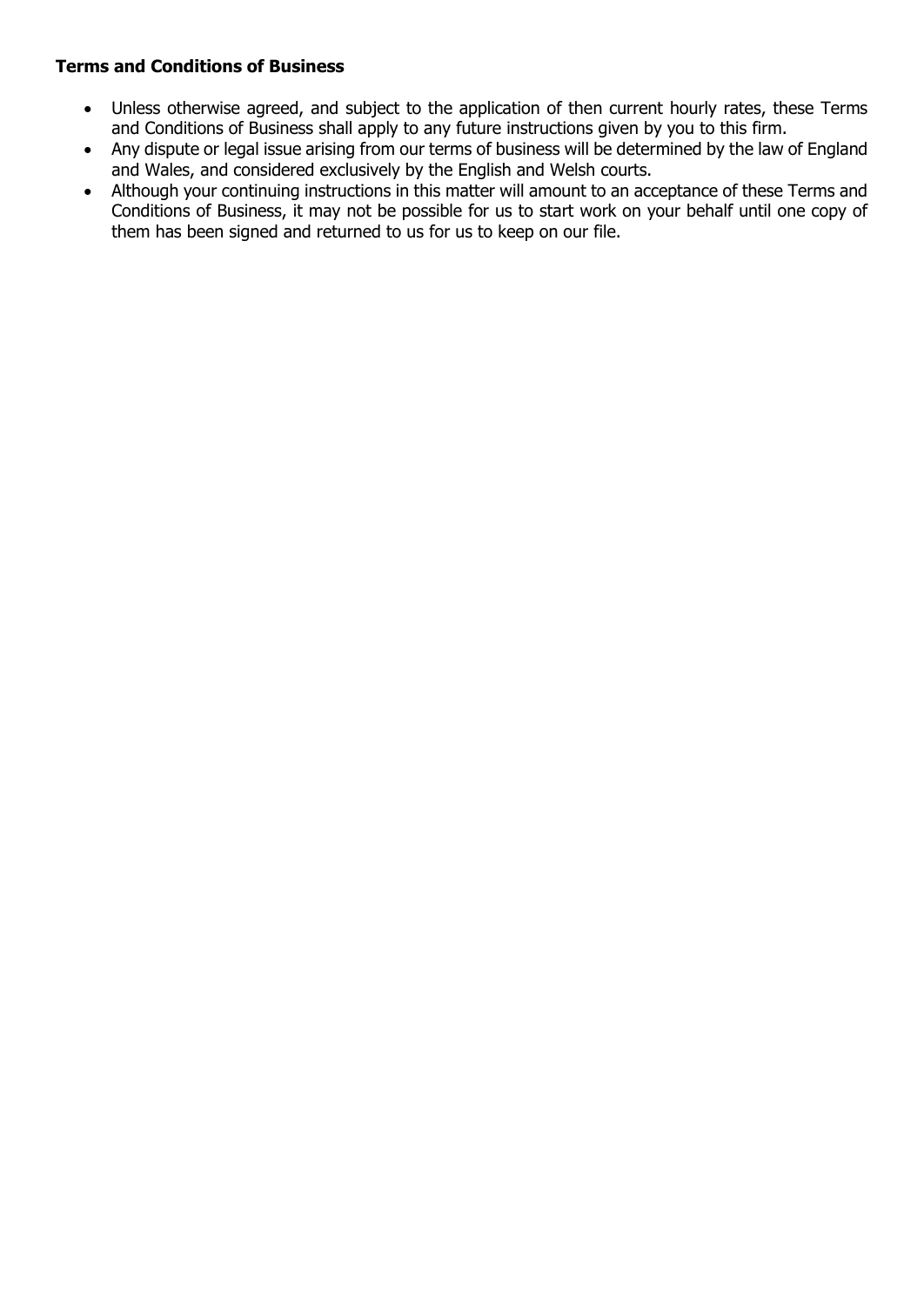**Terms and Conditions of Business**

- Unless otherwise agreed, and subject to the application of then current hourly rates, these Terms and Conditions of Business shall apply to any future instructions given by you to this firm.
- Any dispute or legal issue arising from our terms of business will be determined by the law of England and Wales, and considered exclusively by the English and Welsh courts.
- Although your continuing instructions in this matter will amount to an acceptance of these Terms and Conditions of Business, it may not be possible for us to start work on your behalf until one copy of them has been signed and returned to us for us to keep on our file.